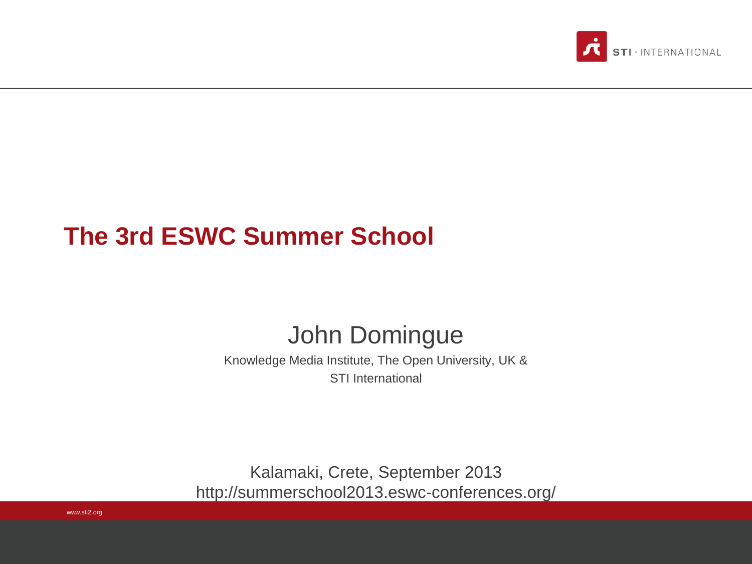# The 3rd ESWC Summer School

John Domingue

Knowledge Media Institute, The Open University, UK & STI International

Kalamaki, Crete, September 2013

http://summerschool2013.eswc-conferences.org/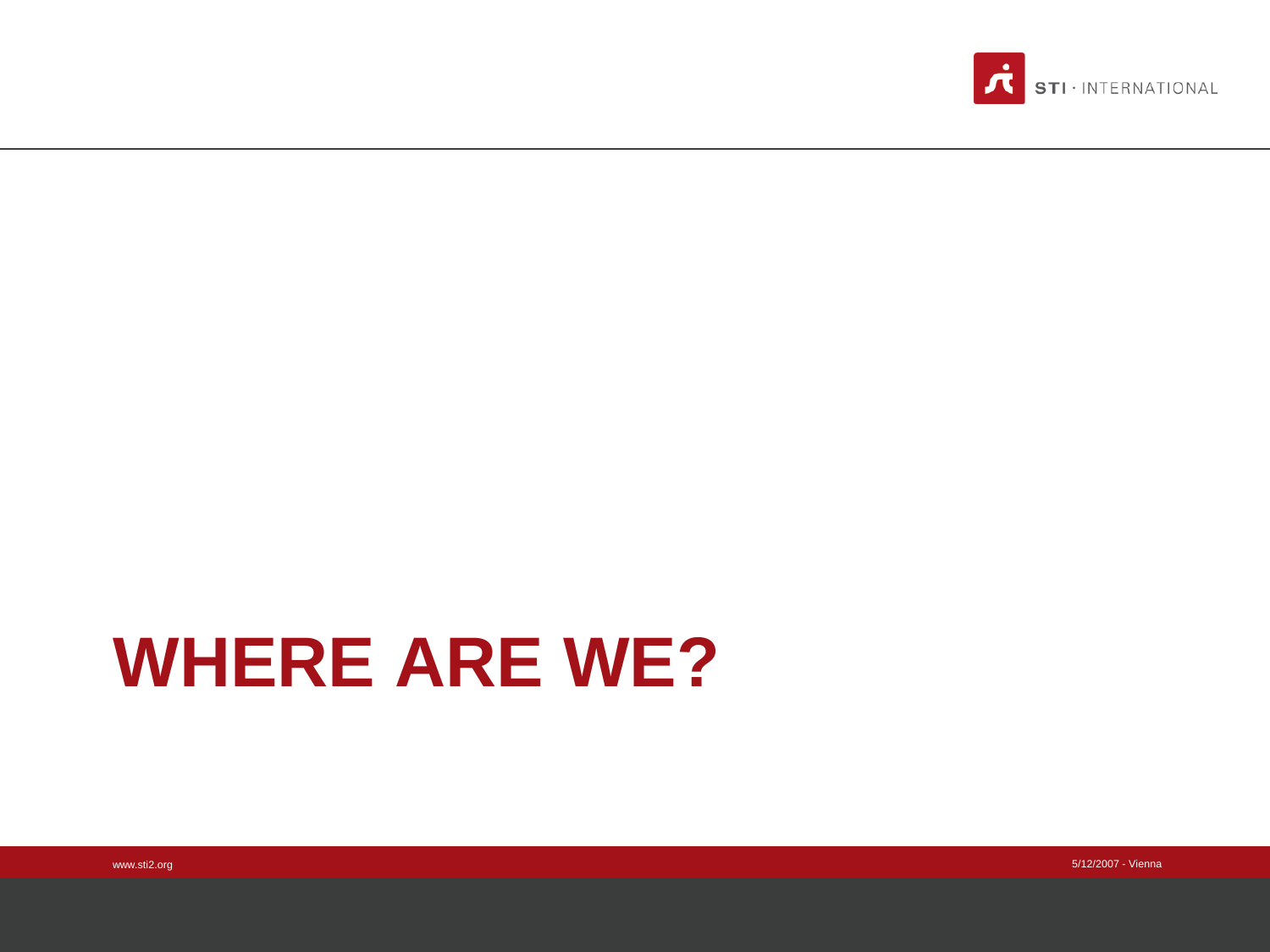# WHERE ARE WE?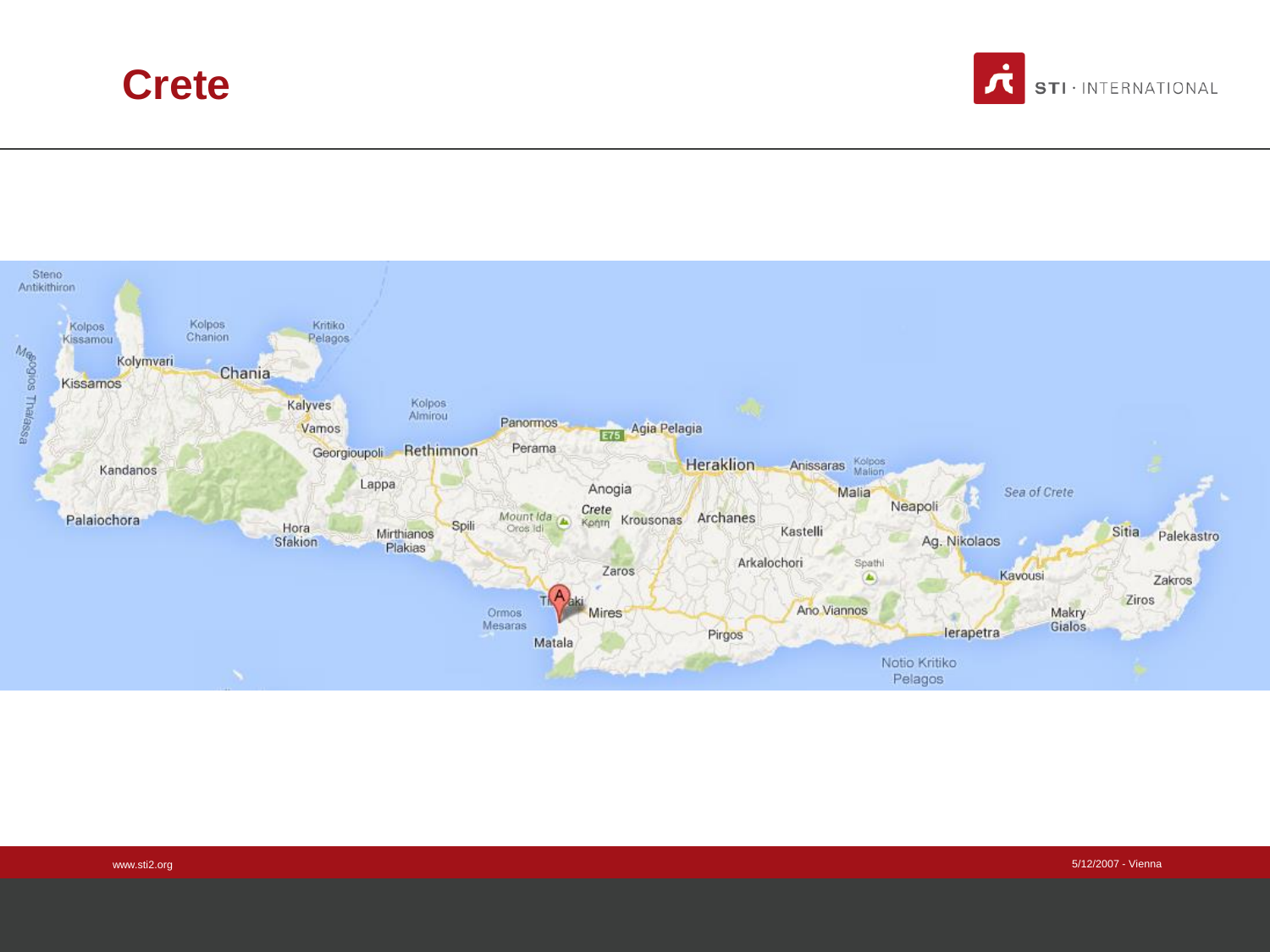# Crete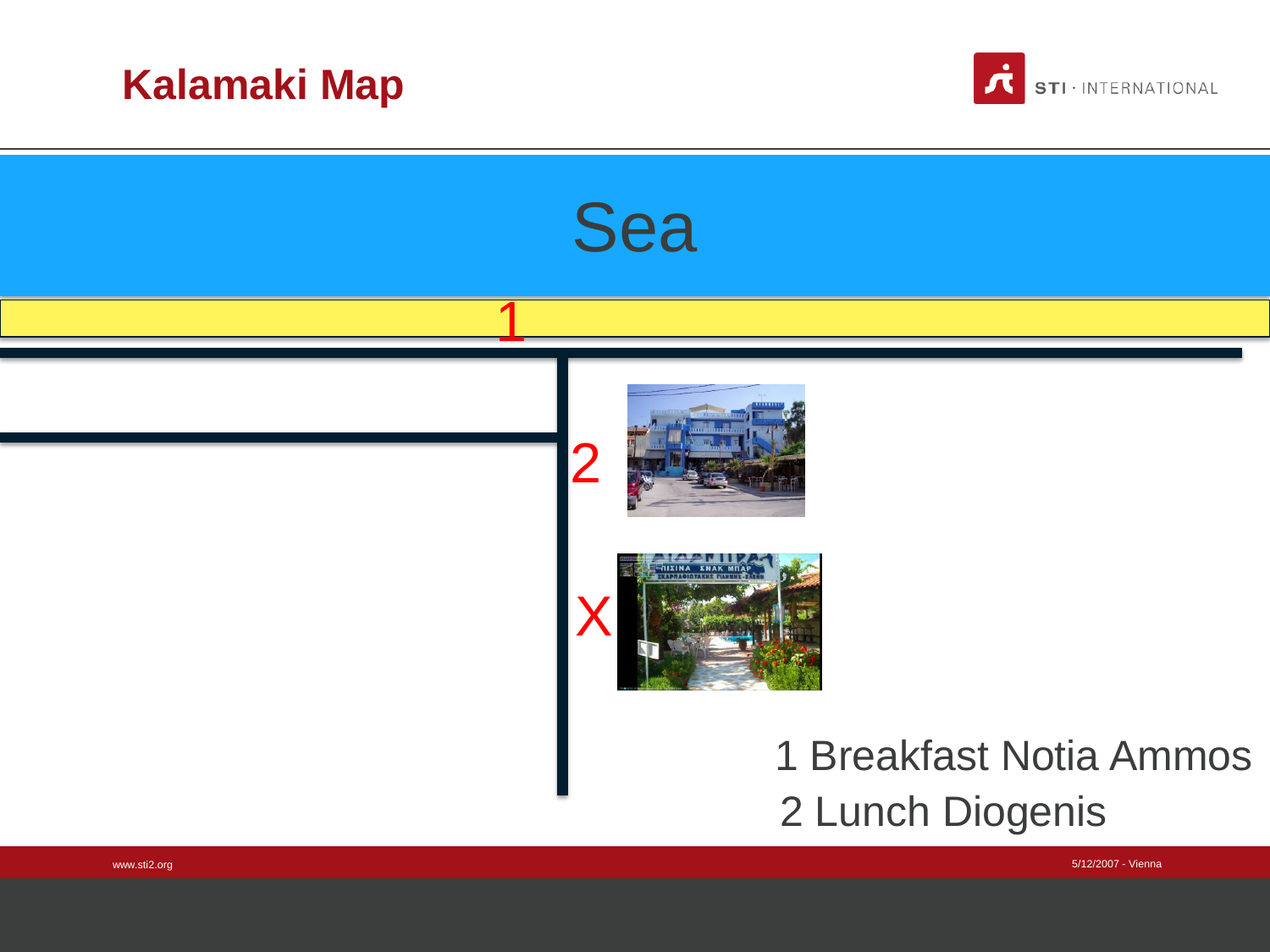# Kalamaki Map

Sea

1

2

X

1 Breakfast Notia Ammos

2 Lunch Diogenis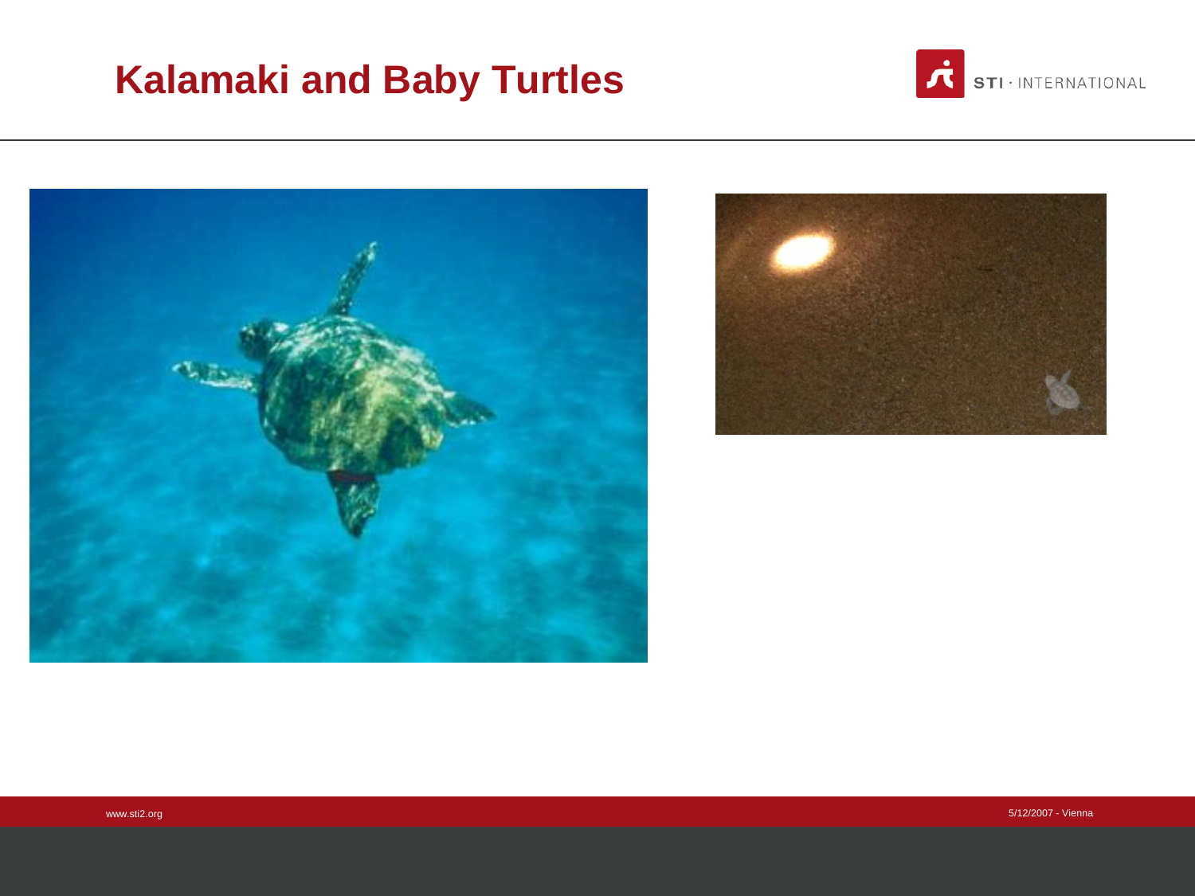# Kalamaki and Baby Turtles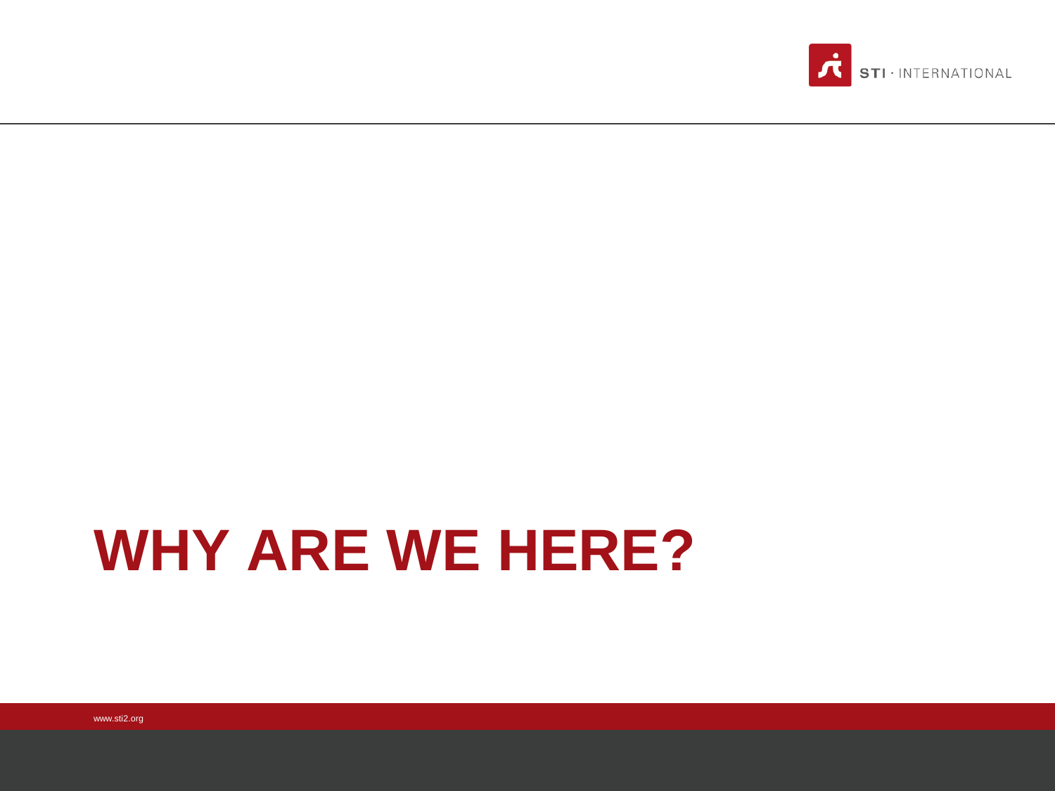# WHY ARE WE HERE?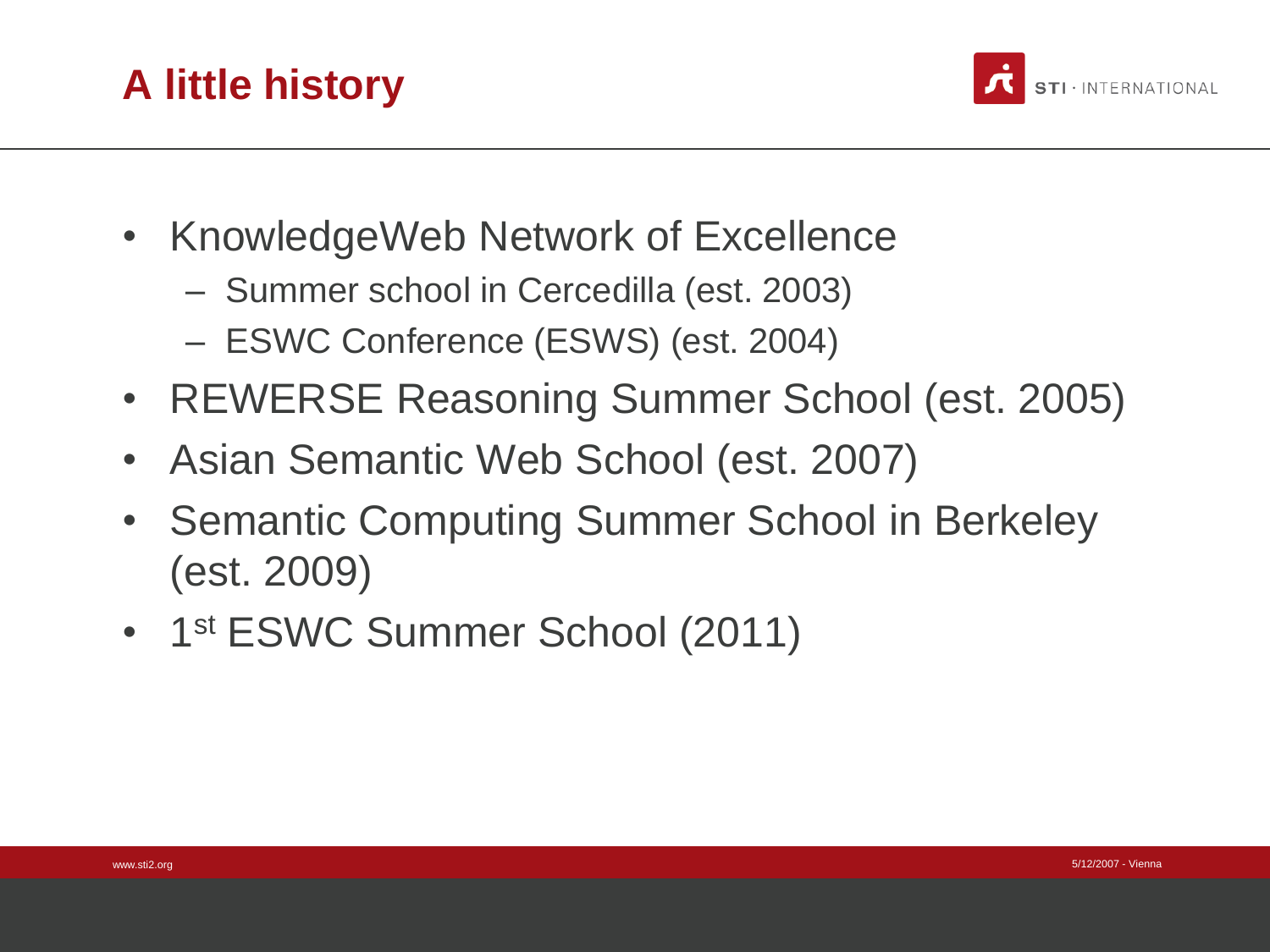# A little history

- KnowledgeWeb Network of Excellence
  - Summer school in Cercedilla (est. 2003)
  - ESWC Conference (ESWS) (est. 2004)
- REWERSE Reasoning Summer School (est. 2005)
- Asian Semantic Web School (est. 2007)
- Semantic Computing Summer School in Berkeley (est. 2009)
- 1st ESWC Summer School (2011)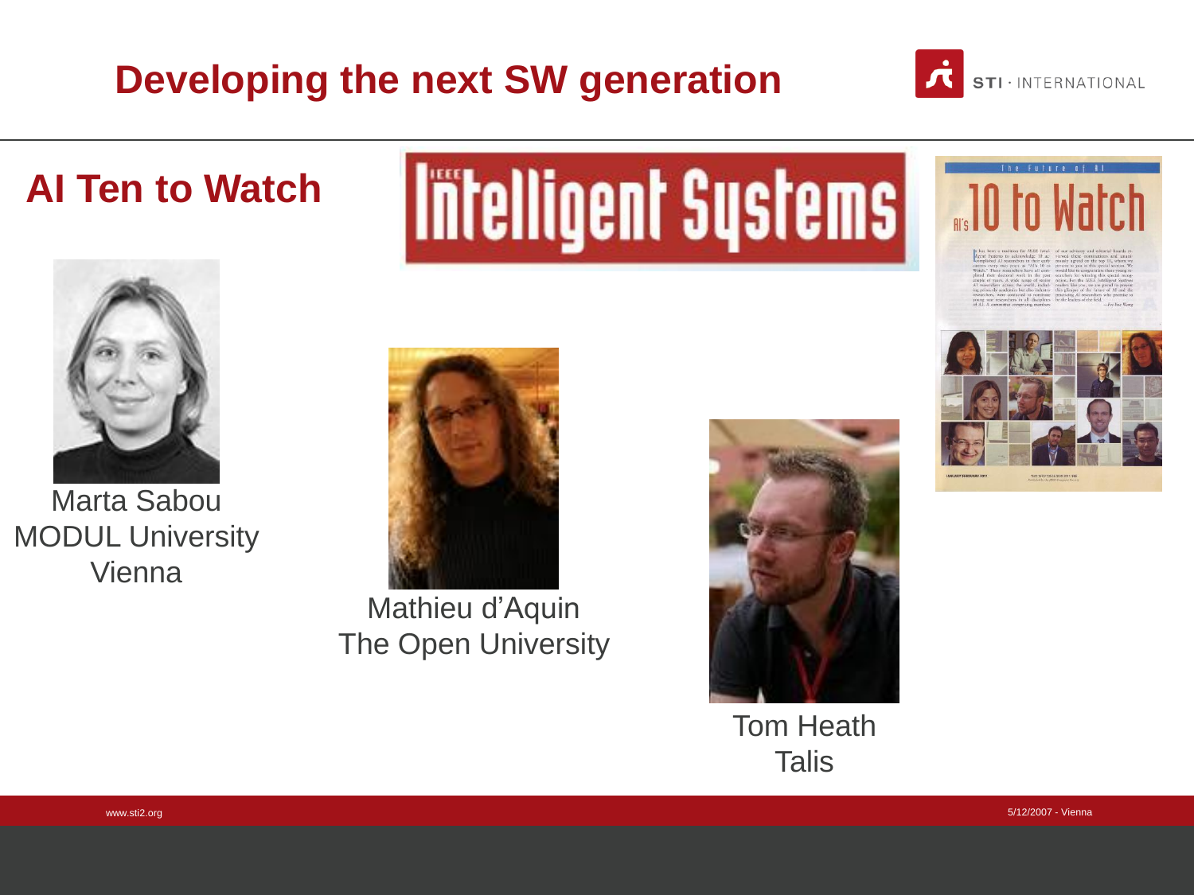# Developing the next SW generation

## AI Ten to Watch

Marta Sabou
MODUL University
Vienna

Mathieu d'Aquin
The Open University

Tom Heath
Talis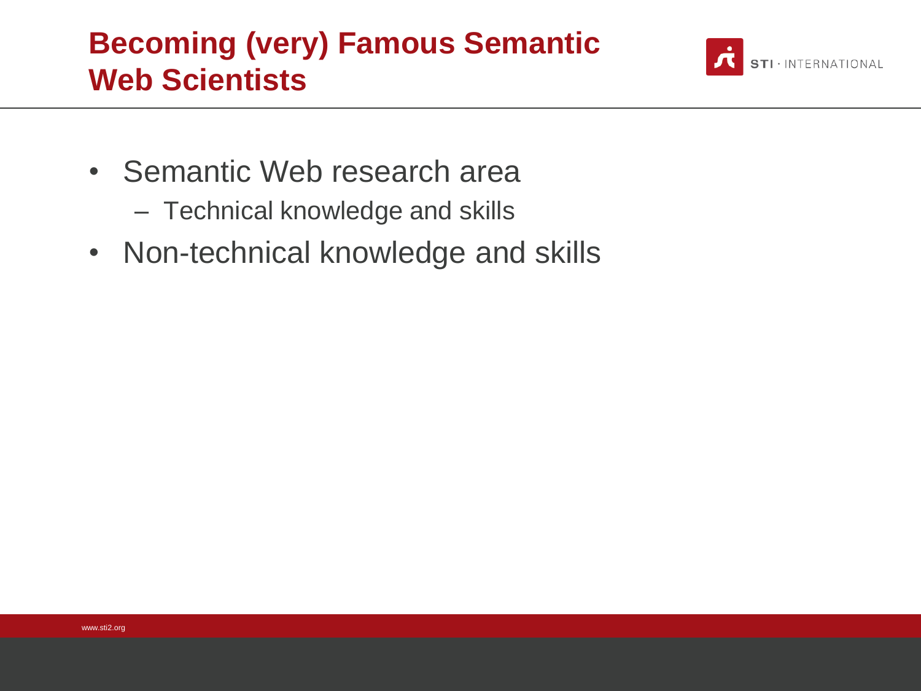# Becoming (very) Famous Semantic Web Scientists

- Semantic Web research area
  - Technical knowledge and skills
- Non-technical knowledge and skills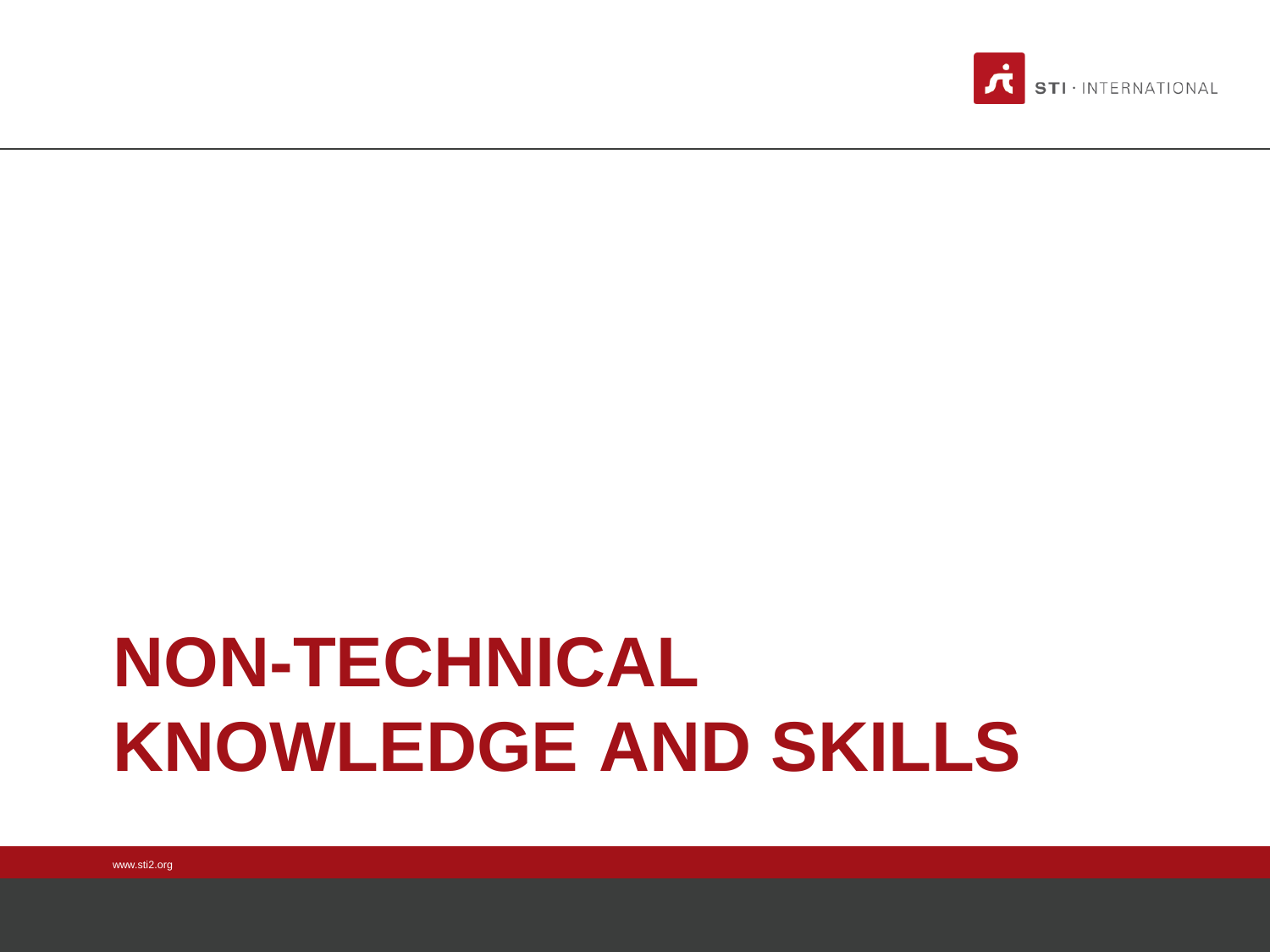# NON-TECHNICAL KNOWLEDGE AND SKILLS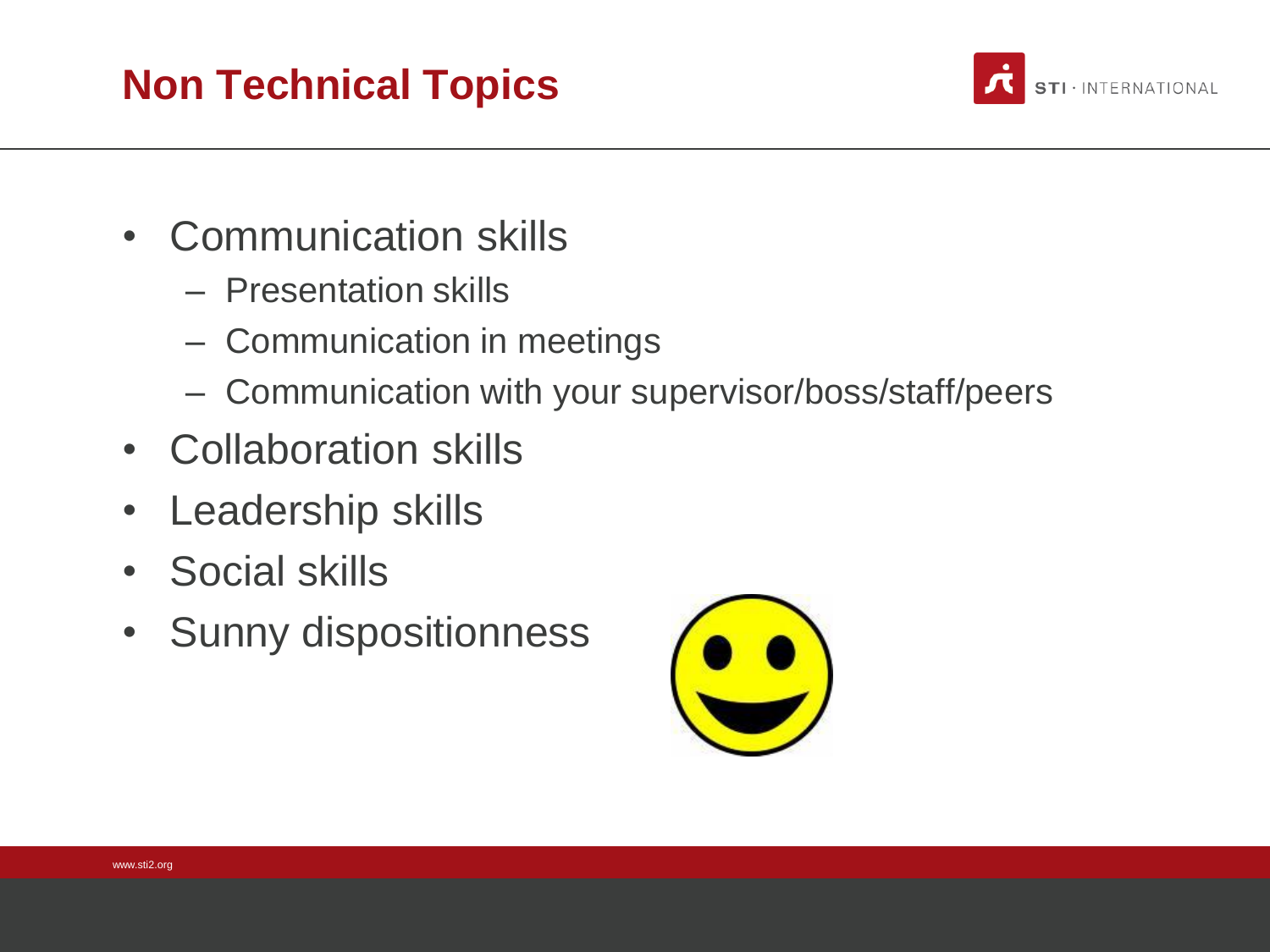# Non Technical Topics

- Communication skills
  - Presentation skills
  - Communication in meetings
  - Communication with your supervisor/boss/staff/peers
- Collaboration skills
- Leadership skills
- Social skills
- Sunny dispositionness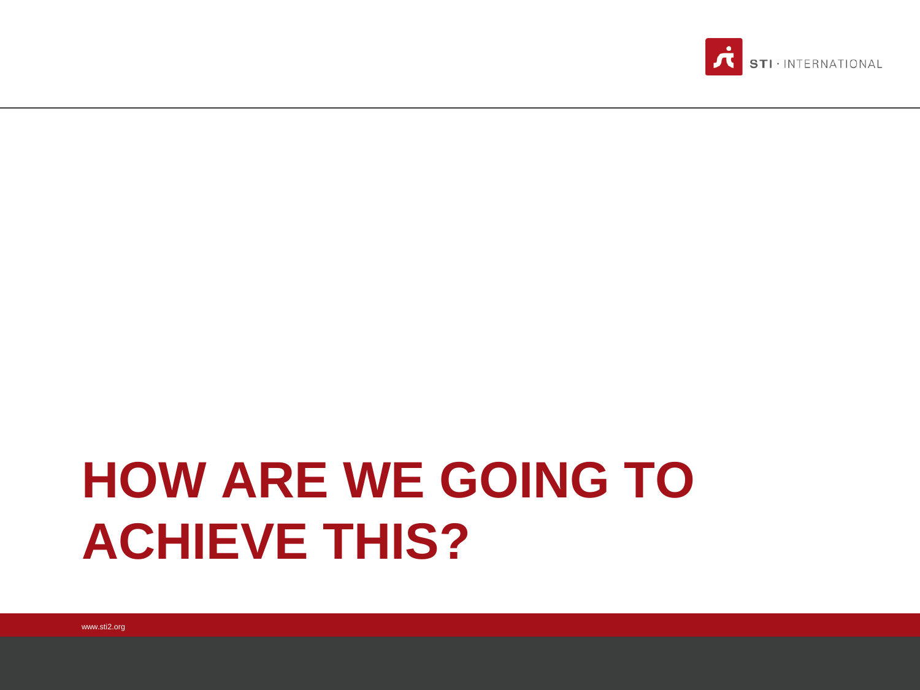# HOW ARE WE GOING TO ACHIEVE THIS?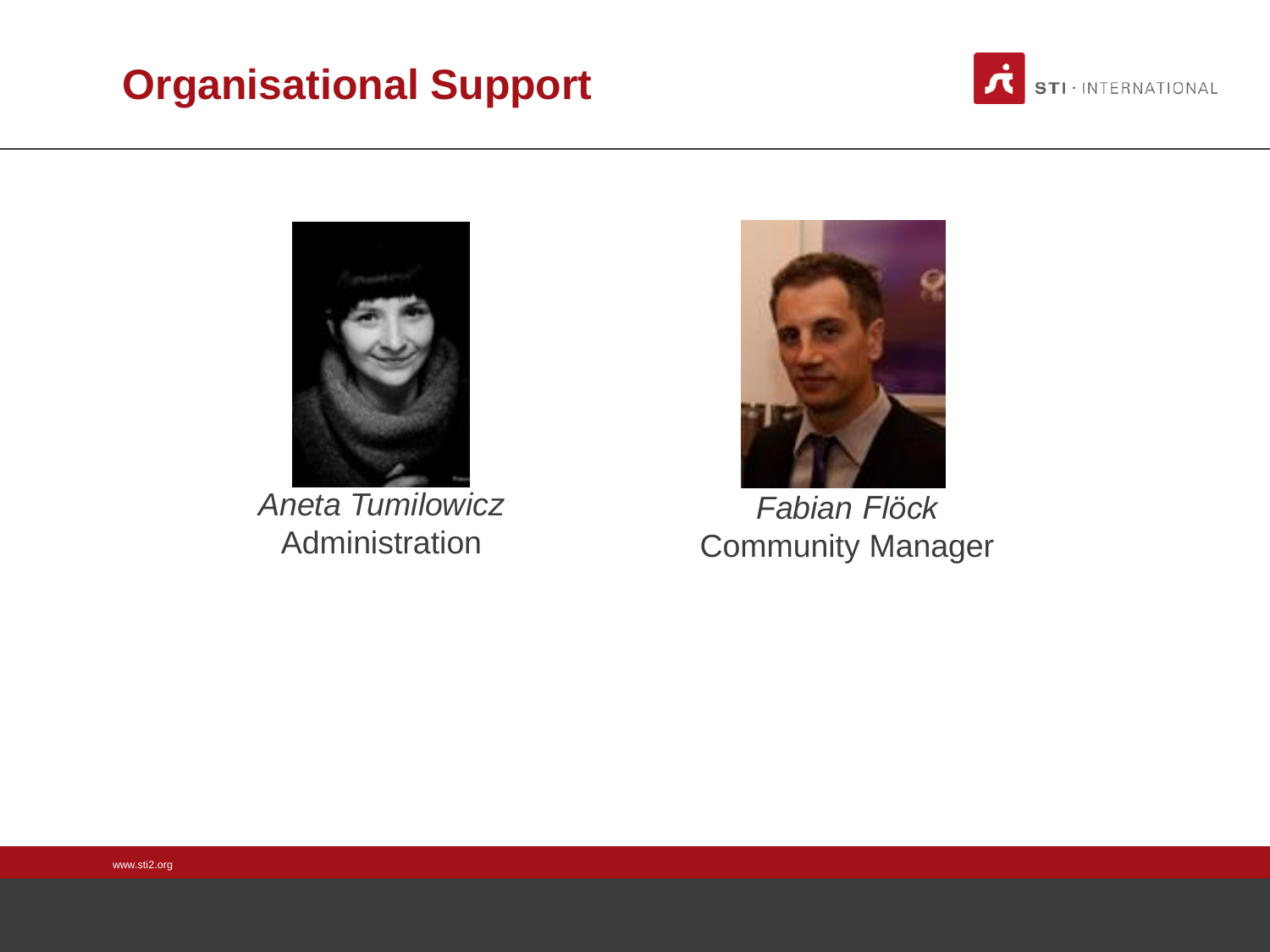# Organisational Support

*Aneta Tumilowicz*
Administration

*Fabian Flöck*
Community Manager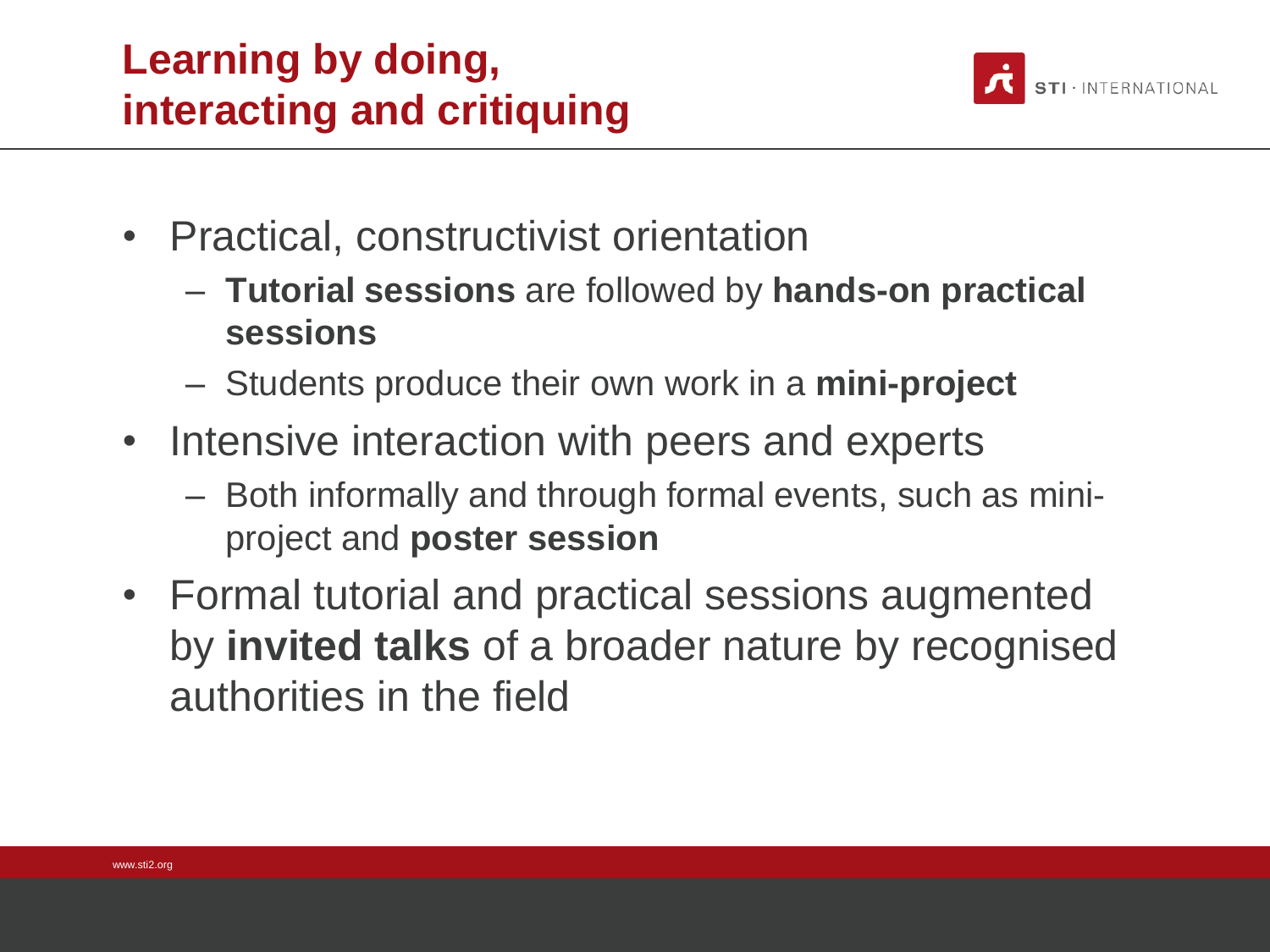# Learning by doing, interacting and critiquing

- Practical, constructivist orientation
  - **Tutorial sessions** are followed by **hands-on practical sessions**
  - Students produce their own work in a **mini-project**
- Intensive interaction with peers and experts
  - Both informally and through formal events, such as mini-project and **poster session**
- Formal tutorial and practical sessions augmented by **invited talks** of a broader nature by recognised authorities in the field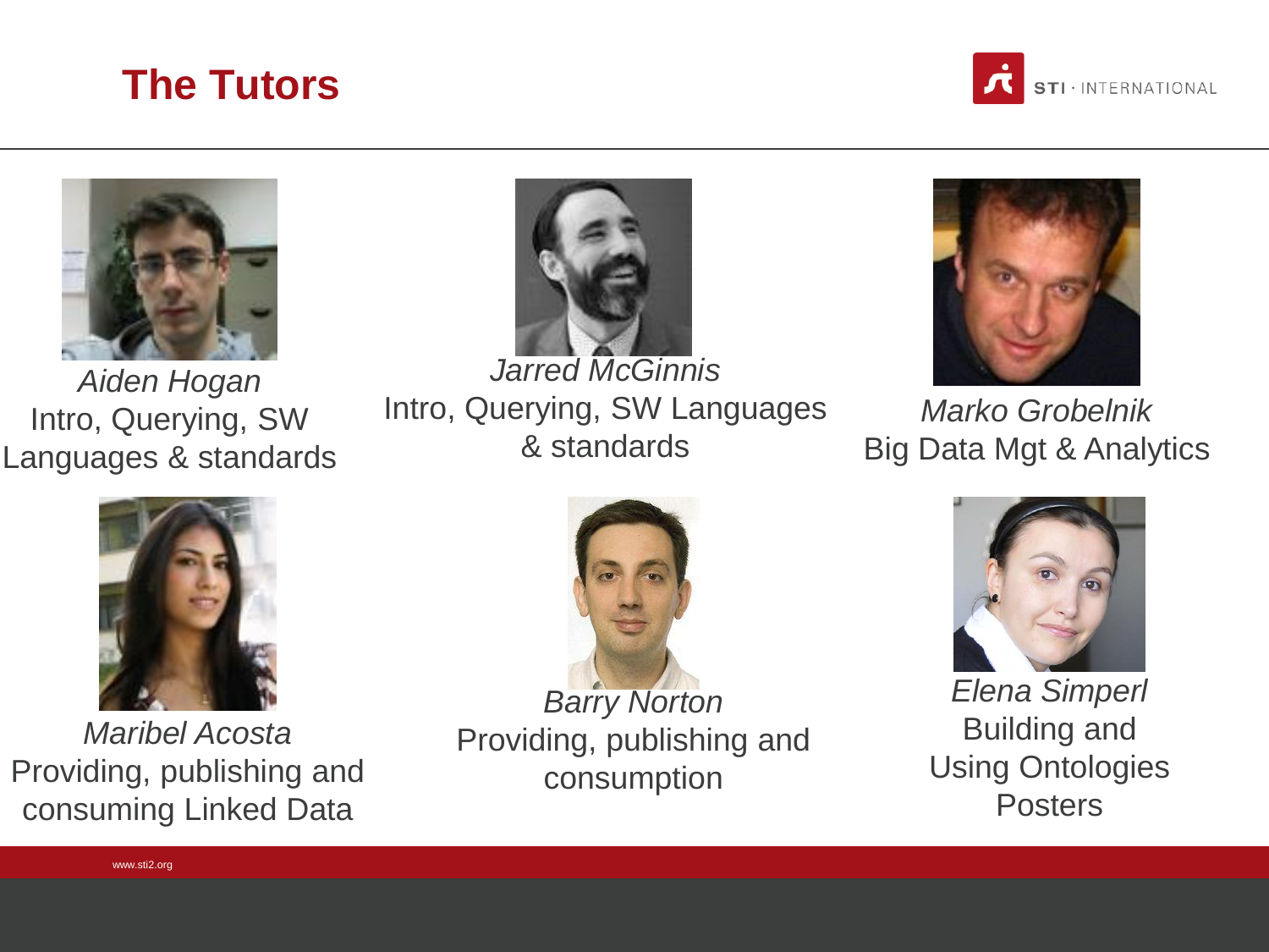# The Tutors

*Aiden Hogan*
Intro, Querying, SW Languages & standards

*Jarred McGinnis*
Intro, Querying, SW Languages & standards

*Marko Grobelnik*
Big Data Mgt & Analytics

*Maribel Acosta*
Providing, publishing and consuming Linked Data

*Barry Norton*
Providing, publishing and consumption

*Elena Simperl*
Building and Using Ontologies
Posters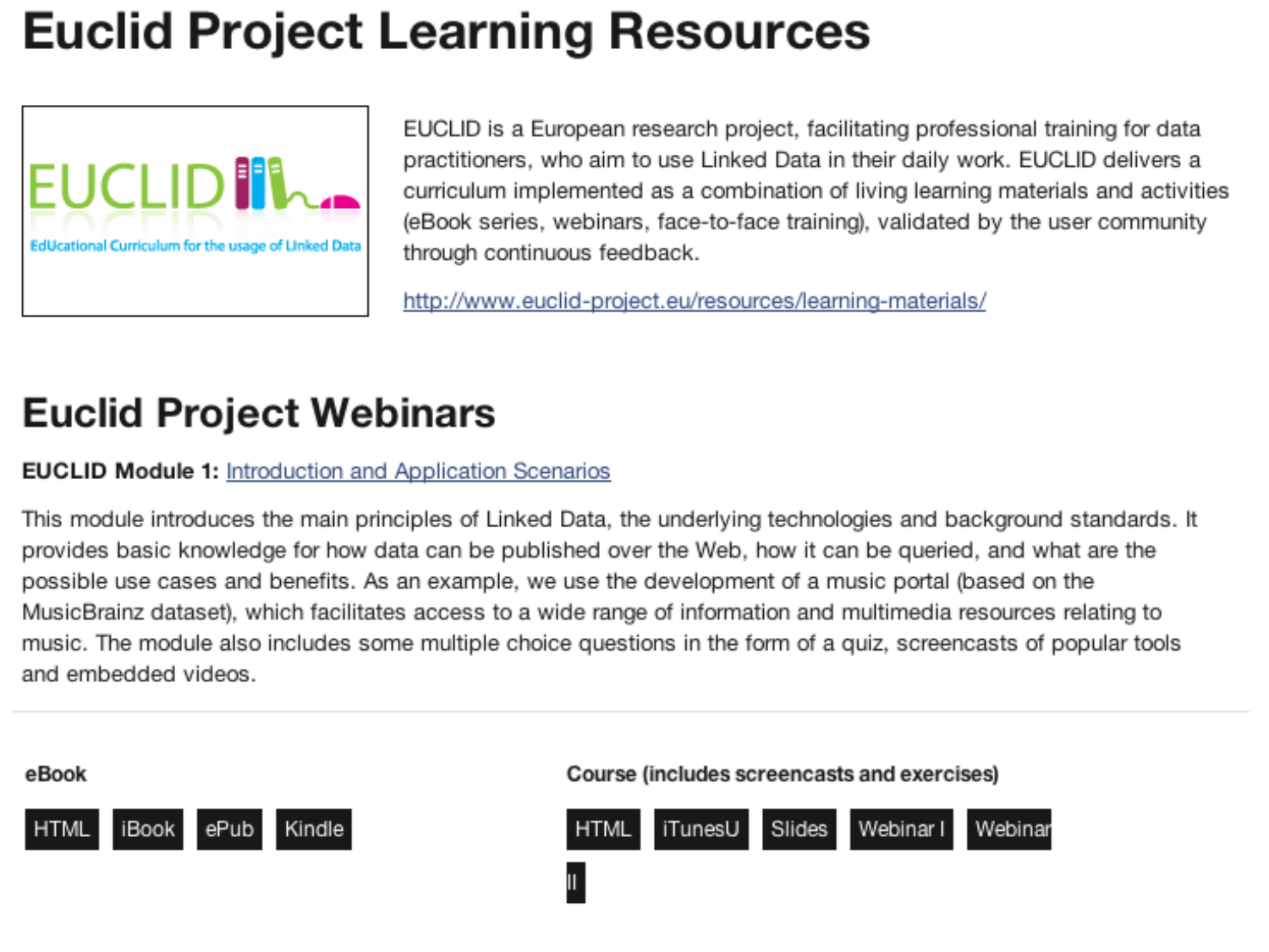# Euclid Project Learning Resources

EUCLID is a European research project, facilitating professional training for data practitioners, who aim to use Linked Data in their daily work. EUCLID delivers a curriculum implemented as a combination of living learning materials and activities (eBook series, webinars, face-to-face training), validated by the user community through continuous feedback.

http://www.euclid-project.eu/resources/learning-materials/

# Euclid Project Webinars

**EUCLID Module 1:** Introduction and Application Scenarios

This module introduces the main principles of Linked Data, the underlying technologies and background standards. It provides basic knowledge for how data can be published over the Web, how it can be queried, and what are the possible use cases and benefits. As an example, we use the development of a music portal (based on the MusicBrainz dataset), which facilitates access to a wide range of information and multimedia resources relating to music. The module also includes some multiple choice questions in the form of a quiz, screencasts of popular tools and embedded videos.

---

**eBook**

HTML | iBook | ePub | Kindle

**Course (includes screencasts and exercises)**

HTML | iTunesU | Slides | Webinar I | Webinar II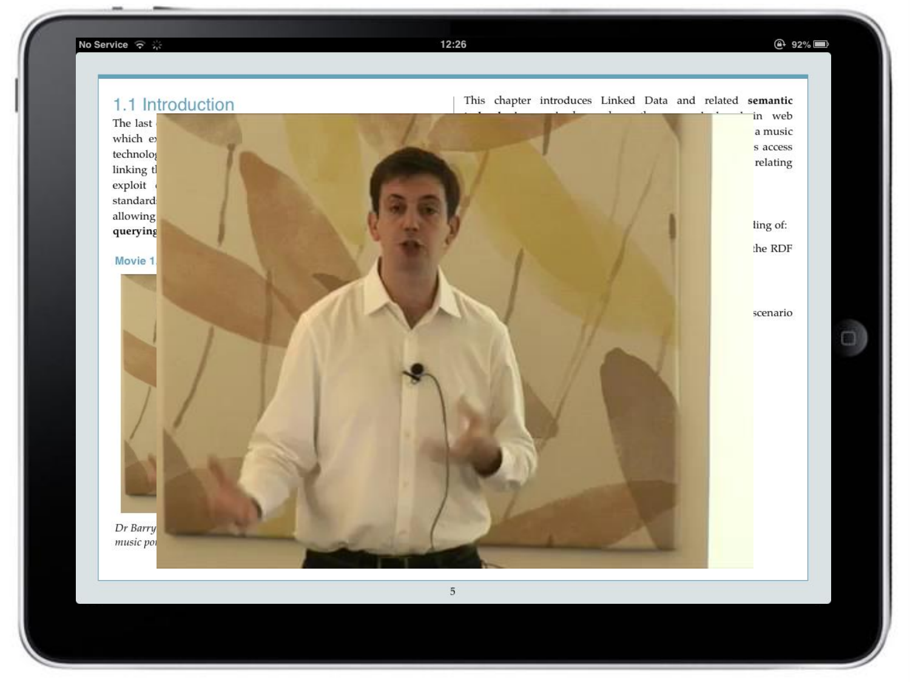## 1.1 Introduction

The last
which ex
technolog
linking t
exploit
standard
allowing
**querying**

**Movie 1.**

*Dr Barry*
*music po*

This chapter introduces Linked Data and related **semantic**
in web
a music
s access
relating

ling of:

the RDF

scenario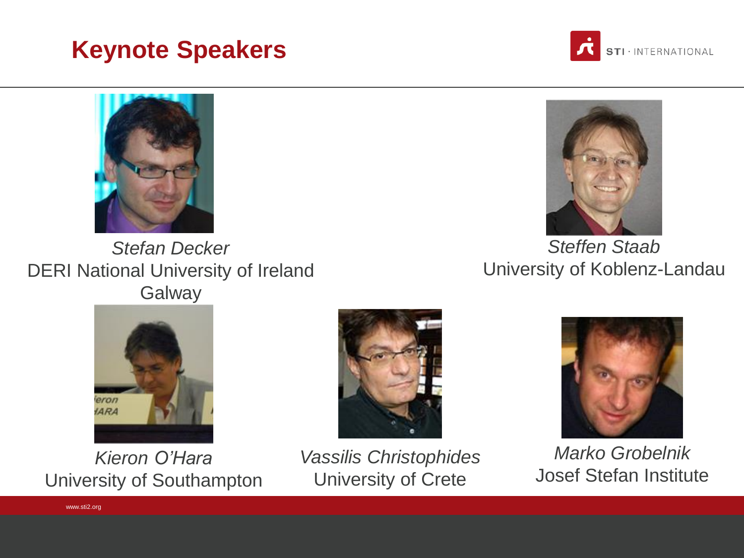# Keynote Speakers

*Stefan Decker*
DERI National University of Ireland Galway

*Steffen Staab*
University of Koblenz-Landau

*Kieron O'Hara*
University of Southampton

*Vassilis Christophides*
University of Crete

*Marko Grobelnik*
Josef Stefan Institute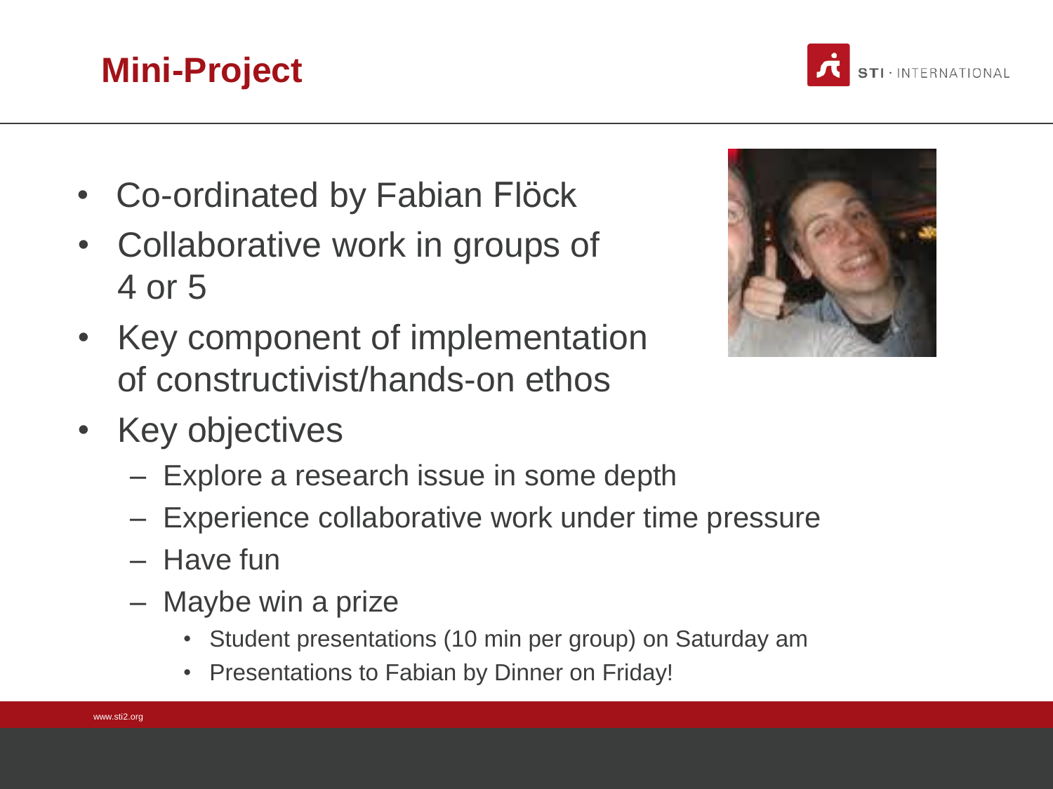# Mini-Project

- Co-ordinated by Fabian Flöck
- Collaborative work in groups of 4 or 5
- Key component of implementation of constructivist/hands-on ethos
- Key objectives
  - Explore a research issue in some depth
  - Experience collaborative work under time pressure
  - Have fun
  - Maybe win a prize
    - Student presentations (10 min per group) on Saturday am
    - Presentations to Fabian by Dinner on Friday!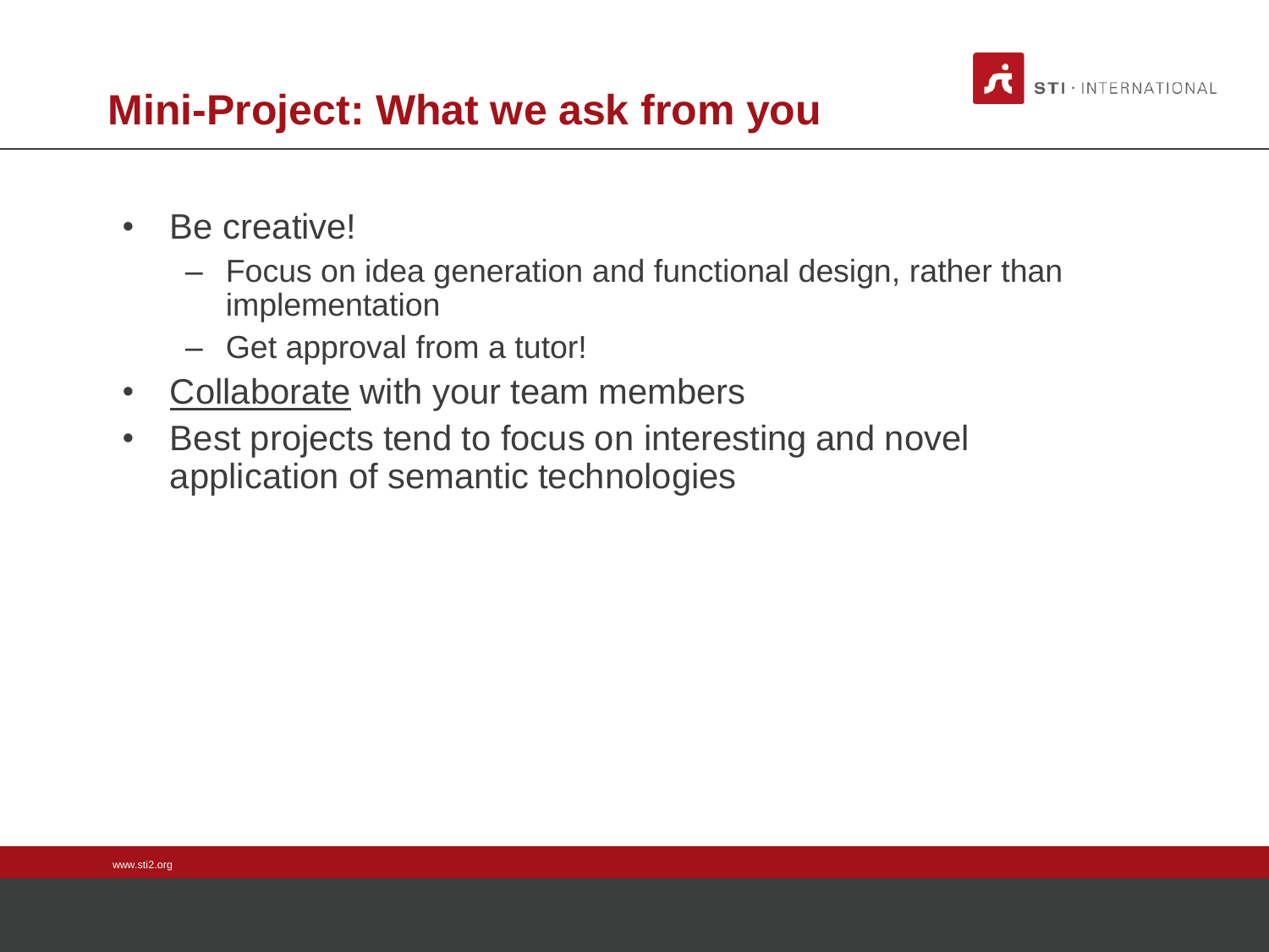# Mini-Project: What we ask from you

- Be creative!
  - Focus on idea generation and functional design, rather than implementation
  - Get approval from a tutor!
- Collaborate with your team members
- Best projects tend to focus on interesting and novel application of semantic technologies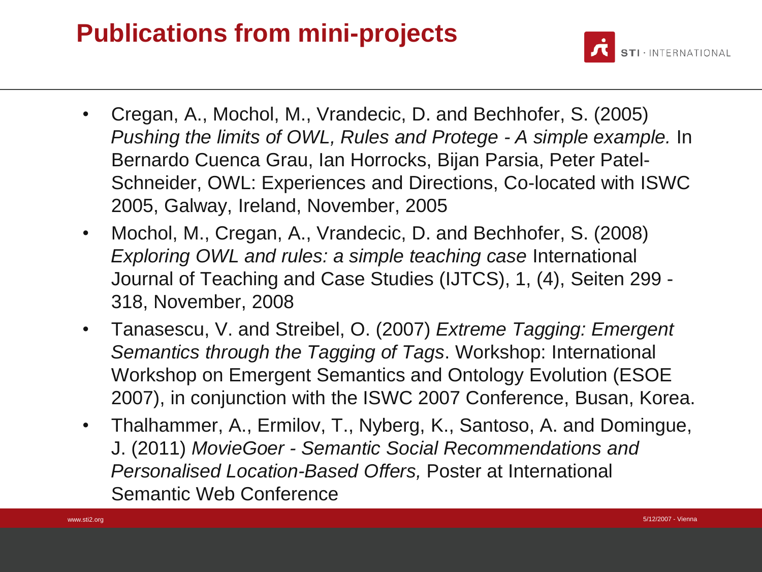# Publications from mini-projects

- Cregan, A., Mochol, M., Vrandecic, D. and Bechhofer, S. (2005) *Pushing the limits of OWL, Rules and Protege - A simple example.* In Bernardo Cuenca Grau, Ian Horrocks, Bijan Parsia, Peter Patel-Schneider, OWL: Experiences and Directions, Co-located with ISWC 2005, Galway, Ireland, November, 2005
- Mochol, M., Cregan, A., Vrandecic, D. and Bechhofer, S. (2008) *Exploring OWL and rules: a simple teaching case* International Journal of Teaching and Case Studies (IJTCS), 1, (4), Seiten 299 - 318, November, 2008
- Tanasescu, V. and Streibel, O. (2007) *Extreme Tagging: Emergent Semantics through the Tagging of Tags*. Workshop: International Workshop on Emergent Semantics and Ontology Evolution (ESOE 2007), in conjunction with the ISWC 2007 Conference, Busan, Korea.
- Thalhammer, A., Ermilov, T., Nyberg, K., Santoso, A. and Domingue, J. (2011) *MovieGoer - Semantic Social Recommendations and Personalised Location-Based Offers,* Poster at International Semantic Web Conference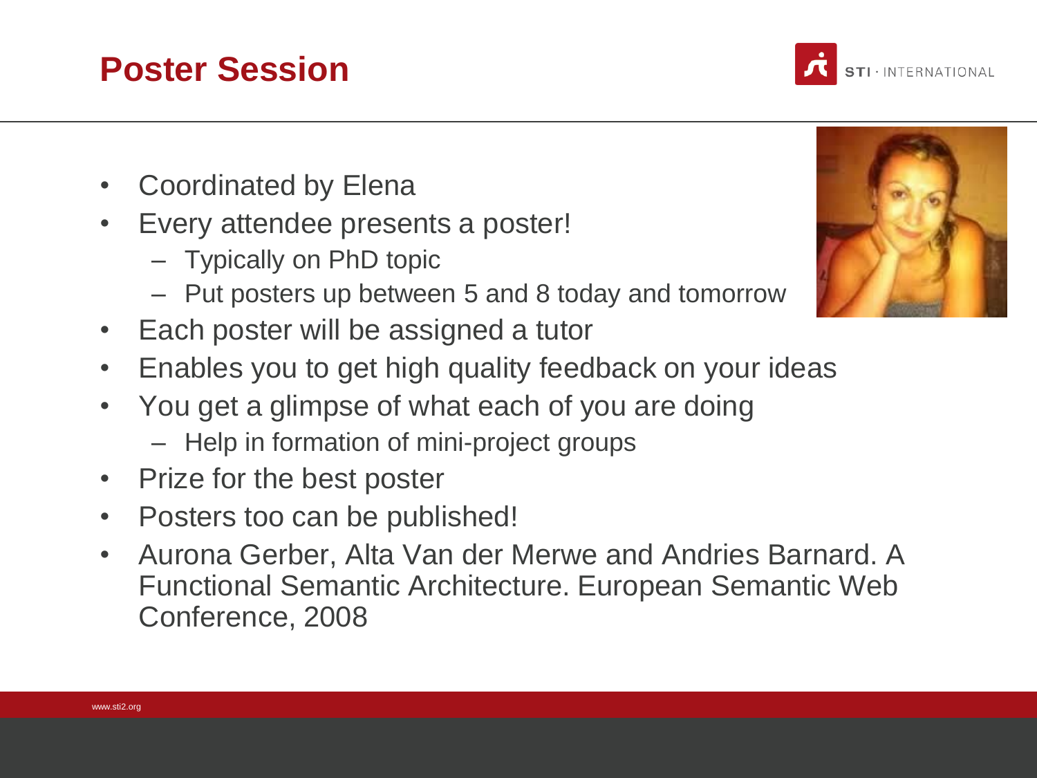# Poster Session

- Coordinated by Elena
- Every attendee presents a poster!
  - Typically on PhD topic
  - Put posters up between 5 and 8 today and tomorrow
- Each poster will be assigned a tutor
- Enables you to get high quality feedback on your ideas
- You get a glimpse of what each of you are doing
  - Help in formation of mini-project groups
- Prize for the best poster
- Posters too can be published!
- Aurona Gerber, Alta Van der Merwe and Andries Barnard. A Functional Semantic Architecture. European Semantic Web Conference, 2008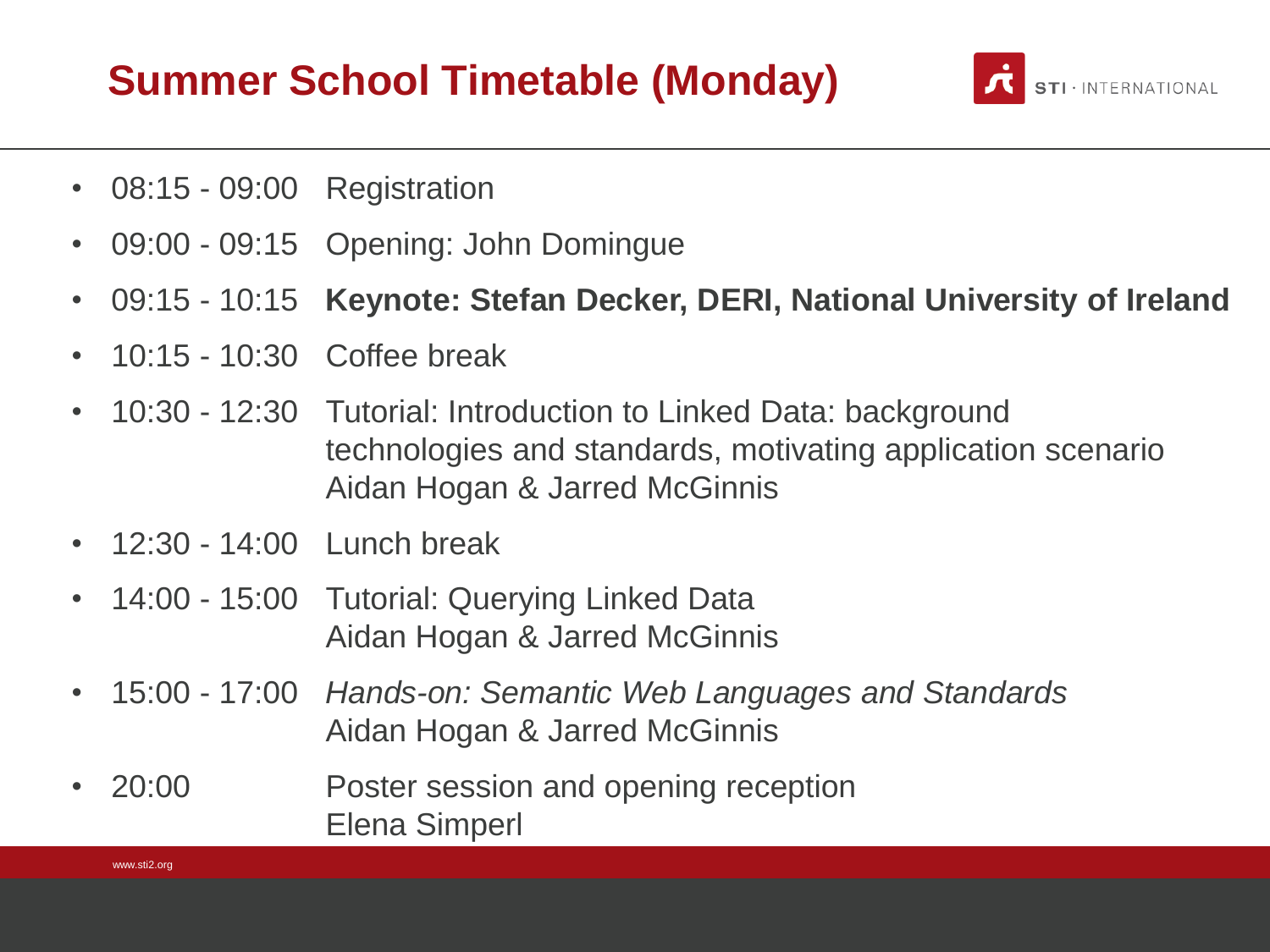# Summer School Timetable (Monday)

- 08:15 - 09:00 Registration
- 09:00 - 09:15 Opening: John Domingue
- 09:15 - 10:15 **Keynote: Stefan Decker, DERI, National University of Ireland**
- 10:15 - 10:30 Coffee break
- 10:30 - 12:30 Tutorial: Introduction to Linked Data: background technologies and standards, motivating application scenario
  Aidan Hogan & Jarred McGinnis
- 12:30 - 14:00 Lunch break
- 14:00 - 15:00 Tutorial: Querying Linked Data
  Aidan Hogan & Jarred McGinnis
- 15:00 - 17:00 *Hands-on: Semantic Web Languages and Standards*
  Aidan Hogan & Jarred McGinnis
- 20:00 Poster session and opening reception
  Elena Simperl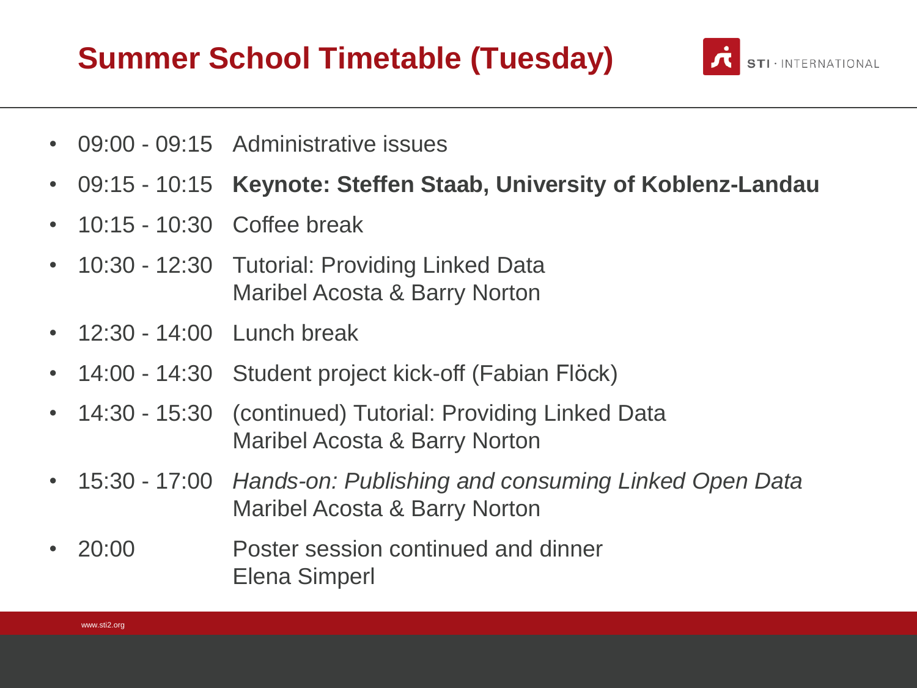# Summer School Timetable (Tuesday)

- 09:00 - 09:15 Administrative issues
- 09:15 - 10:15 **Keynote: Steffen Staab, University of Koblenz-Landau**
- 10:15 - 10:30 Coffee break
- 10:30 - 12:30 Tutorial: Providing Linked Data
  Maribel Acosta & Barry Norton
- 12:30 - 14:00 Lunch break
- 14:00 - 14:30 Student project kick-off (Fabian Flöck)
- 14:30 - 15:30 (continued) Tutorial: Providing Linked Data
  Maribel Acosta & Barry Norton
- 15:30 - 17:00 *Hands-on: Publishing and consuming Linked Open Data*
  Maribel Acosta & Barry Norton
- 20:00 Poster session continued and dinner
  Elena Simperl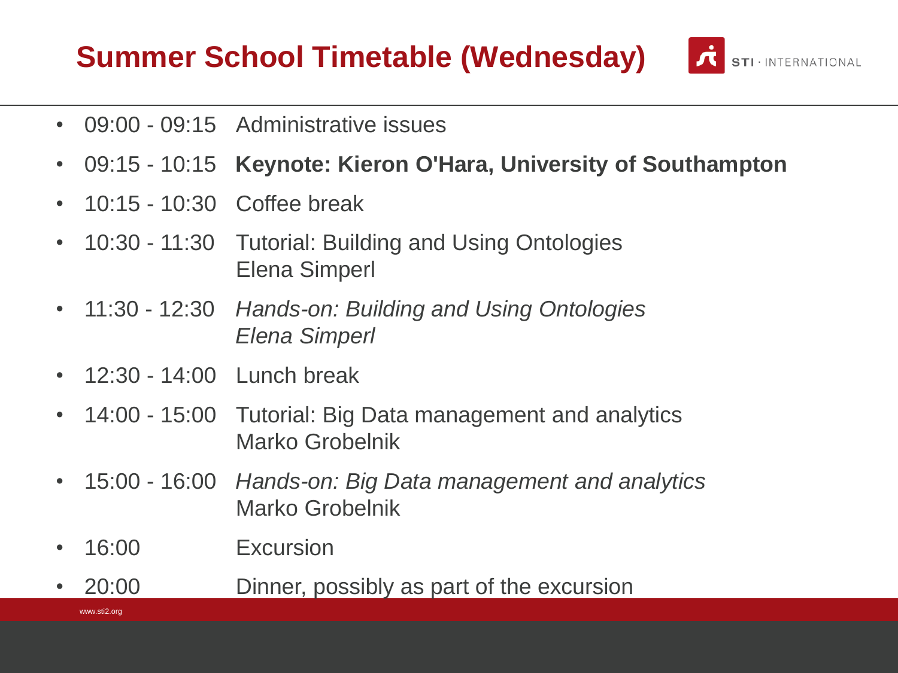# Summer School Timetable (Wednesday)

- 09:00 - 09:15 Administrative issues
- 09:15 - 10:15 **Keynote: Kieron O'Hara, University of Southampton**
- 10:15 - 10:30 Coffee break
- 10:30 - 11:30 Tutorial: Building and Using Ontologies
  Elena Simperl
- 11:30 - 12:30 *Hands-on: Building and Using Ontologies*
  *Elena Simperl*
- 12:30 - 14:00 Lunch break
- 14:00 - 15:00 Tutorial: Big Data management and analytics
  Marko Grobelnik
- 15:00 - 16:00 *Hands-on: Big Data management and analytics*
  Marko Grobelnik
- 16:00 Excursion
- 20:00 Dinner, possibly as part of the excursion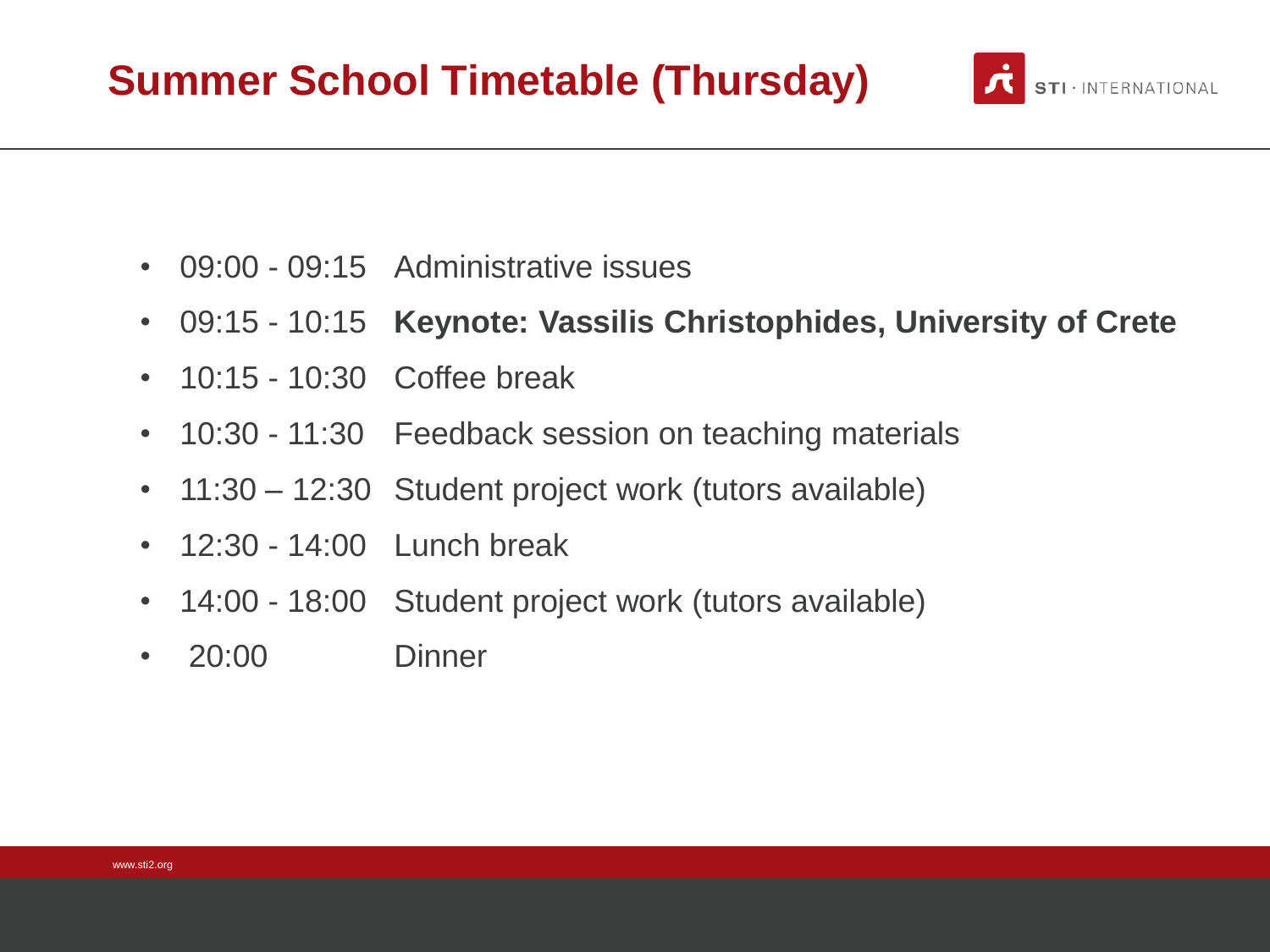# Summary School Timetable (Thursday)

- 09:00 - 09:15 Administrative issues
- 09:15 - 10:15 **Keynote: Vassilis Christophides, University of Crete**
- 10:15 - 10:30 Coffee break
- 10:30 - 11:30 Feedback session on teaching materials
- 11:30 – 12:30 Student project work (tutors available)
- 12:30 - 14:00 Lunch break
- 14:00 - 18:00 Student project work (tutors available)
- 20:00 Dinner

# Summer School Timetable (Thursday)

- 09:00 - 09:15 Administrative issues
- 09:15 - 10:15 **Keynote: Vassilis Christophides, University of Crete**
- 10:15 - 10:30 Coffee break
- 10:30 - 11:30 Feedback session on teaching materials
- 11:30 – 12:30 Student project work (tutors available)
- 12:30 - 14:00 Lunch break
- 14:00 - 18:00 Student project work (tutors available)
- 20:00 Dinner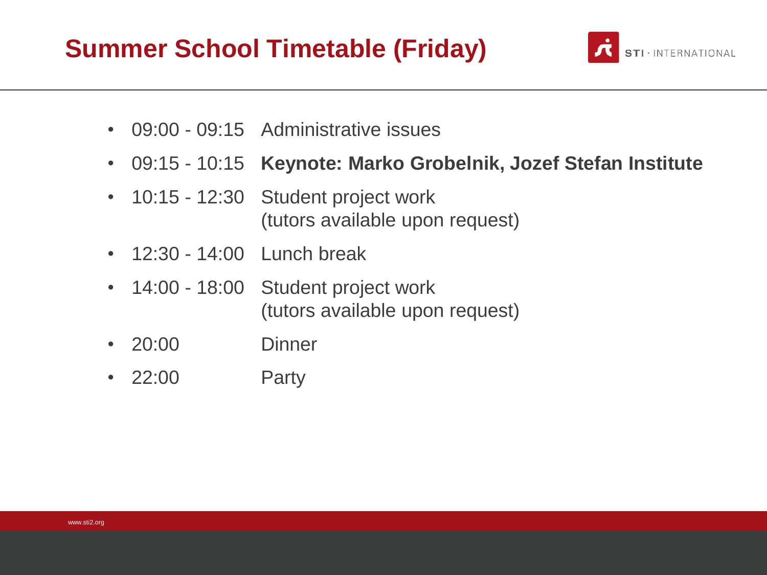# Summer School Timetable (Friday)

- 09:00 - 09:15 Administrative issues
- 09:15 - 10:15 **Keynote: Marko Grobelnik, Jozef Stefan Institute**
- 10:15 - 12:30 Student project work
  (tutors available upon request)
- 12:30 - 14:00 Lunch break
- 14:00 - 18:00 Student project work
  (tutors available upon request)
- 20:00 Dinner
- 22:00 Party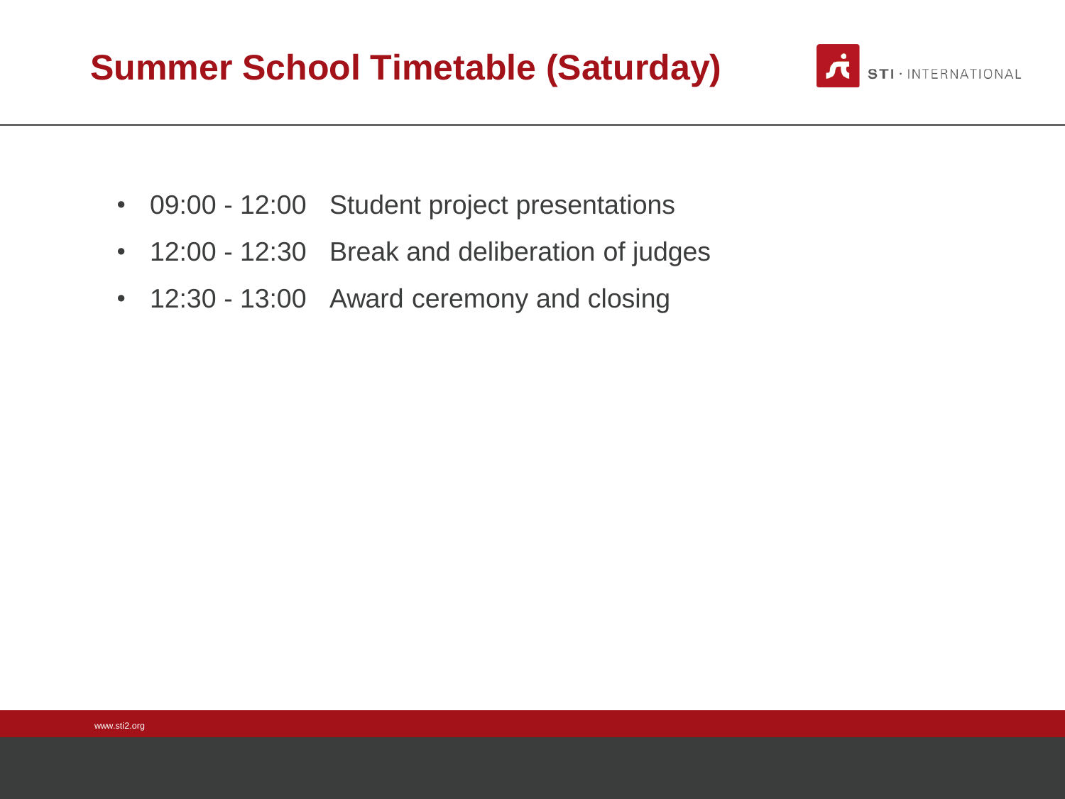# Summer School Timetable (Saturday)

- 09:00 - 12:00 Student project presentations
- 12:00 - 12:30 Break and deliberation of judges
- 12:30 - 13:00 Award ceremony and closing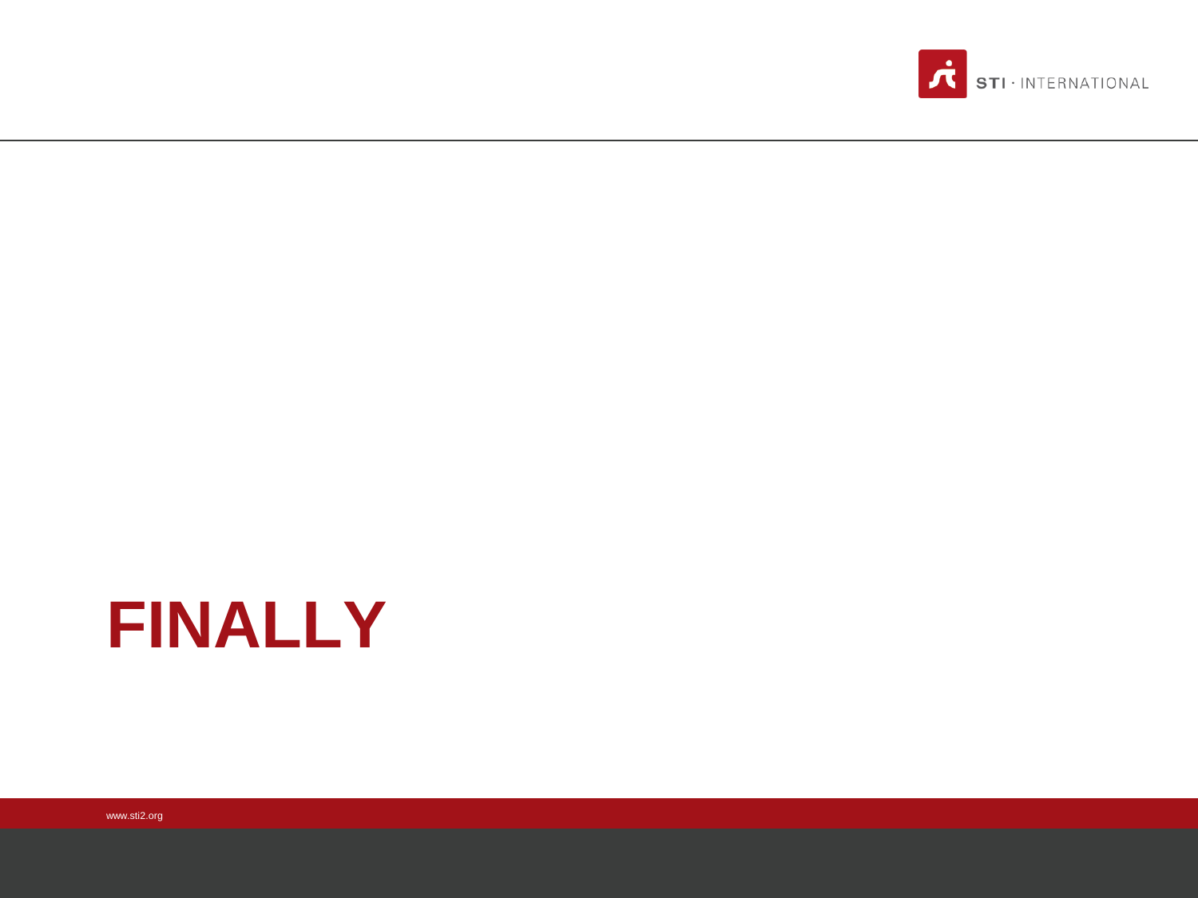# FINALLY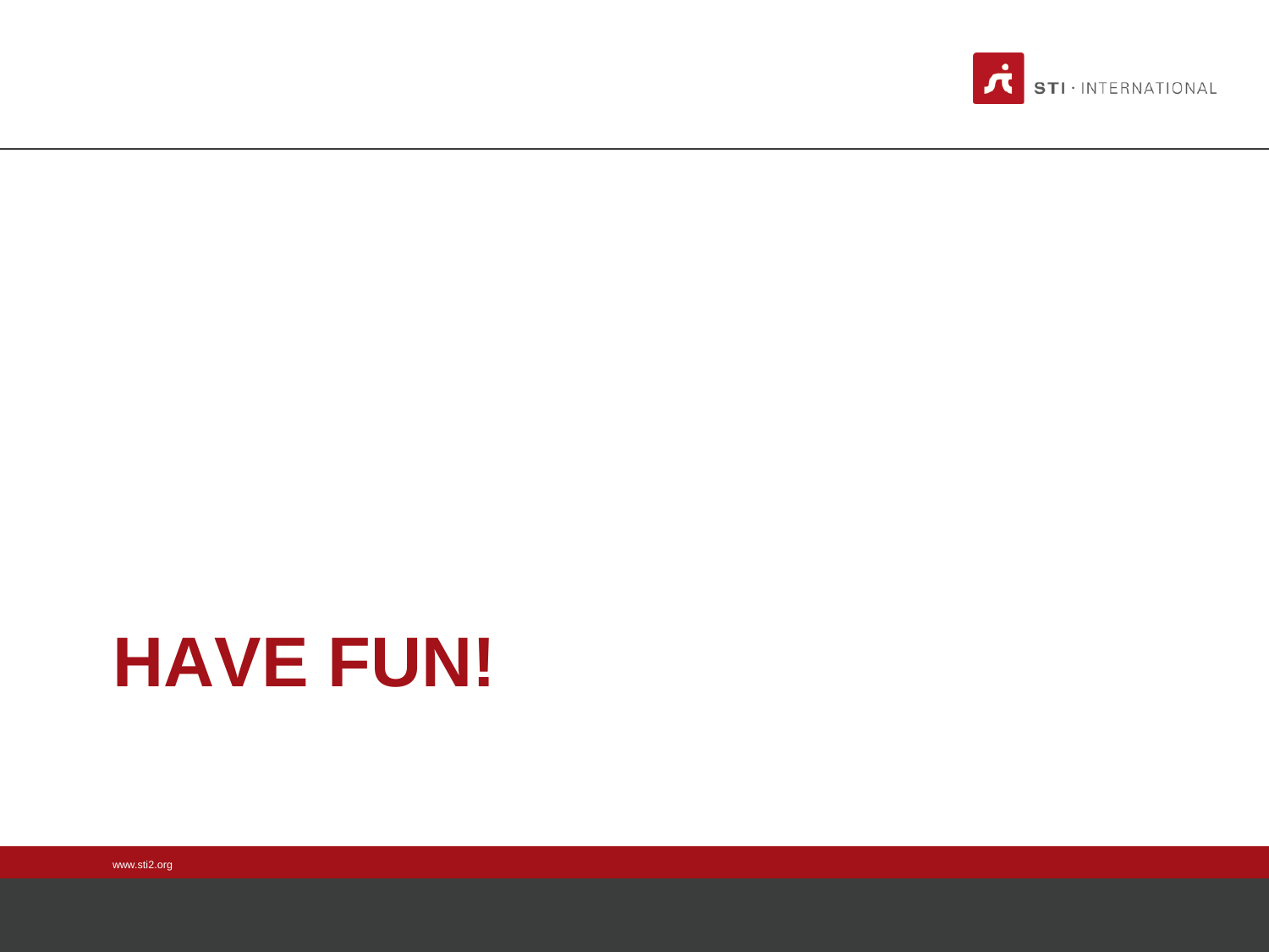# HAVE FUN!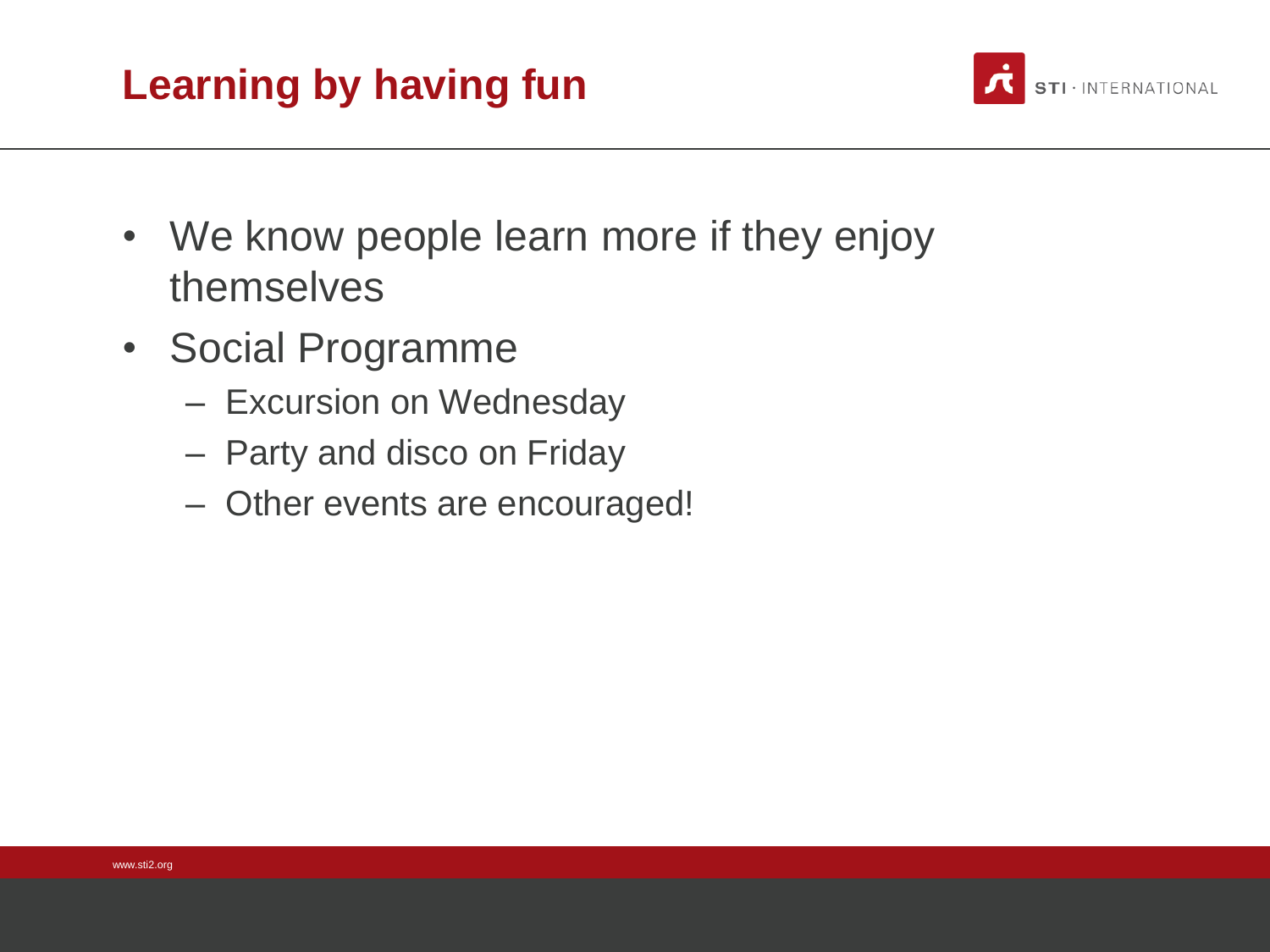# Learning by having fun

- We know people learn more if they enjoy themselves
- Social Programme
  - Excursion on Wednesday
  - Party and disco on Friday
  - Other events are encouraged!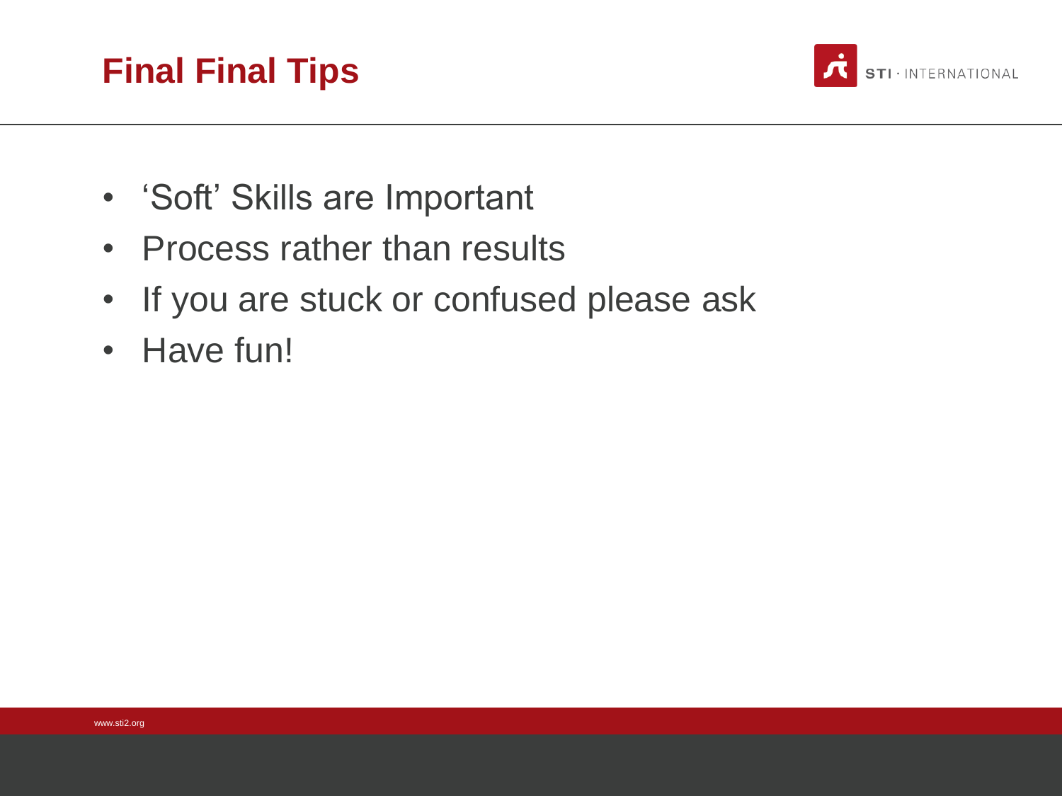# Final Final Tips

- 'Soft' Skills are Important
- Process rather than results
- If you are stuck or confused please ask
- Have fun!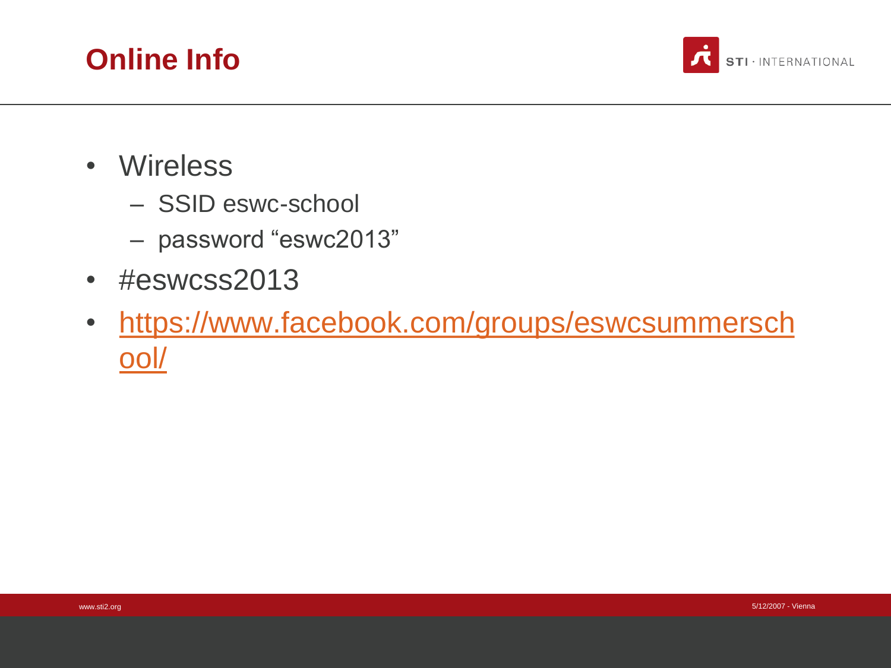# Online Info

- Wireless
  - SSID eswc-school
  - password “eswc2013”
- #eswcss2013
- https://www.facebook.com/groups/eswcsummerschool/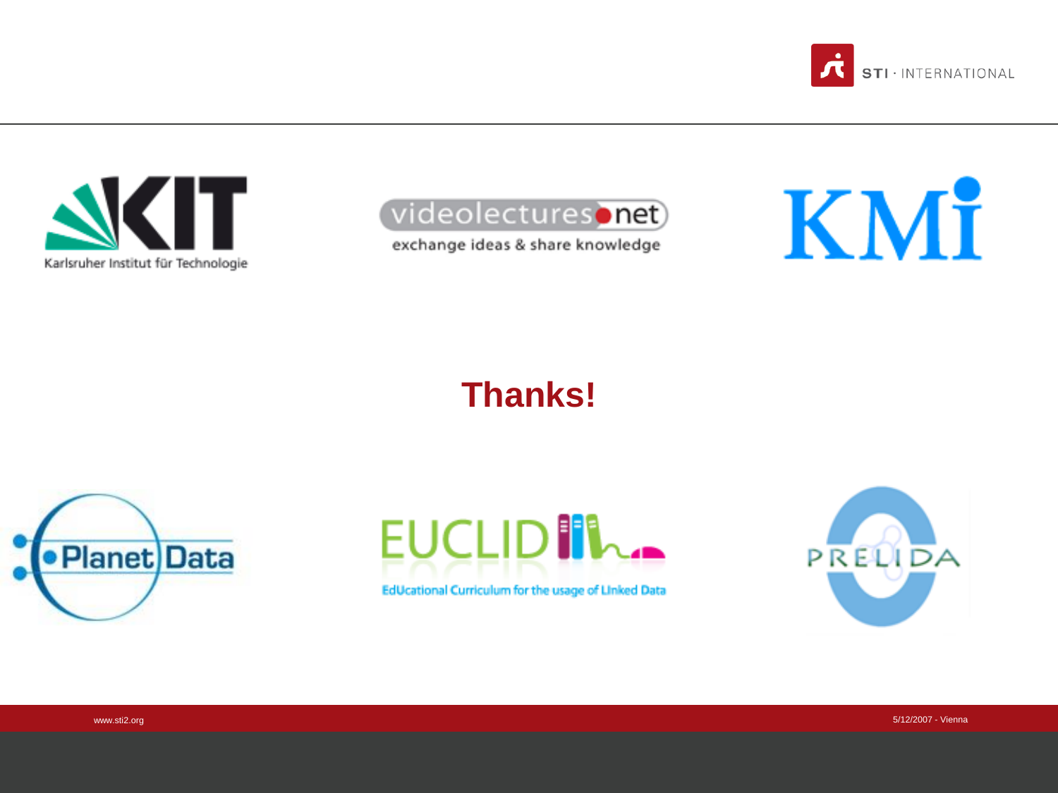# Thanks!

Karlsruher Institut für Technologie

videolectures.net
exchange ideas & share knowledge

KMi

Planet Data

EUCLID
EdUcational Curriculum for the usage of LInked Data

PRELIDA